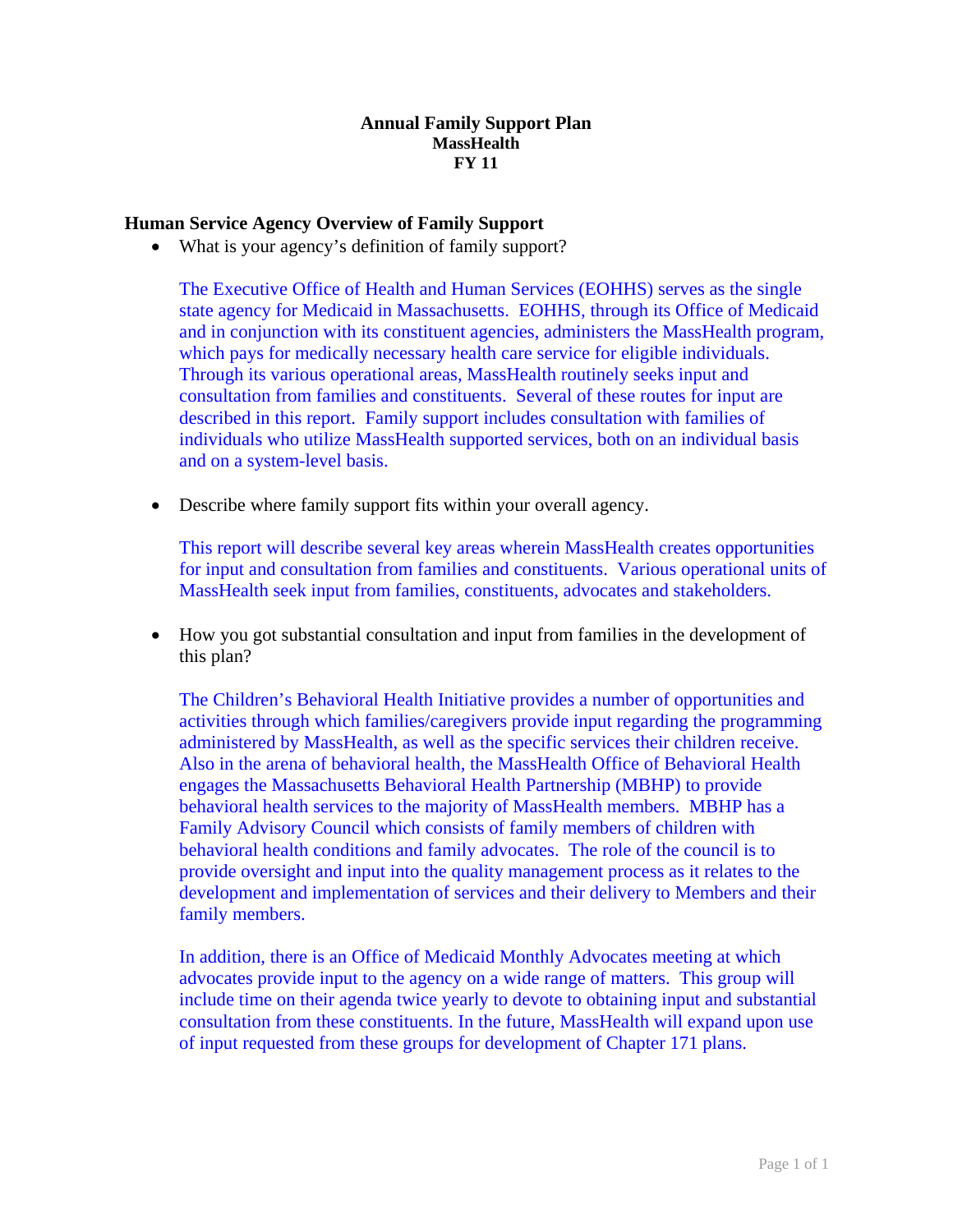# Annual Family Support Plan
## MassHealth
## FY 11

### Human Service Agency Overview of Family Support

- What is your agency's definition of family support?

  The Executive Office of Health and Human Services (EOHHS) serves as the single state agency for Medicaid in Massachusetts. EOHHS, through its Office of Medicaid and in conjunction with its constituent agencies, administers the MassHealth program, which pays for medically necessary health care service for eligible individuals. Through its various operational areas, MassHealth routinely seeks input and consultation from families and constituents. Several of these routes for input are described in this report. Family support includes consultation with families of individuals who utilize MassHealth supported services, both on an individual basis and on a system-level basis.

- Describe where family support fits within your overall agency.

  This report will describe several key areas wherein MassHealth creates opportunities for input and consultation from families and constituents. Various operational units of MassHealth seek input from families, constituents, advocates and stakeholders.

- How you got substantial consultation and input from families in the development of this plan?

  The Children's Behavioral Health Initiative provides a number of opportunities and activities through which families/caregivers provide input regarding the programming administered by MassHealth, as well as the specific services their children receive. Also in the arena of behavioral health, the MassHealth Office of Behavioral Health engages the Massachusetts Behavioral Health Partnership (MBHP) to provide behavioral health services to the majority of MassHealth members. MBHP has a Family Advisory Council which consists of family members of children with behavioral health conditions and family advocates. The role of the council is to provide oversight and input into the quality management process as it relates to the development and implementation of services and their delivery to Members and their family members.

  In addition, there is an Office of Medicaid Monthly Advocates meeting at which advocates provide input to the agency on a wide range of matters. This group will include time on their agenda twice yearly to devote to obtaining input and substantial consultation from these constituents. In the future, MassHealth will expand upon use of input requested from these groups for development of Chapter 171 plans.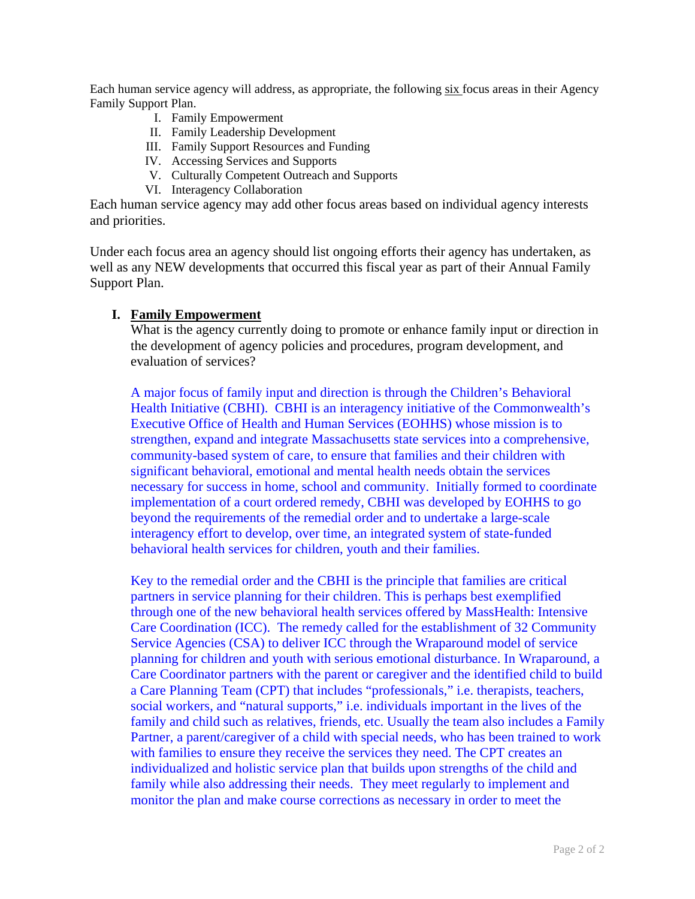Each human service agency will address, as appropriate, the following six focus areas in their Agency Family Support Plan.

I. Family Empowerment
II. Family Leadership Development
III. Family Support Resources and Funding
IV. Accessing Services and Supports
V. Culturally Competent Outreach and Supports
VI. Interagency Collaboration

Each human service agency may add other focus areas based on individual agency interests and priorities.

Under each focus area an agency should list ongoing efforts their agency has undertaken, as well as any NEW developments that occurred this fiscal year as part of their Annual Family Support Plan.

## I. Family Empowerment

What is the agency currently doing to promote or enhance family input or direction in the development of agency policies and procedures, program development, and evaluation of services?

A major focus of family input and direction is through the Children's Behavioral Health Initiative (CBHI). CBHI is an interagency initiative of the Commonwealth's Executive Office of Health and Human Services (EOHHS) whose mission is to strengthen, expand and integrate Massachusetts state services into a comprehensive, community-based system of care, to ensure that families and their children with significant behavioral, emotional and mental health needs obtain the services necessary for success in home, school and community. Initially formed to coordinate implementation of a court ordered remedy, CBHI was developed by EOHHS to go beyond the requirements of the remedial order and to undertake a large-scale interagency effort to develop, over time, an integrated system of state-funded behavioral health services for children, youth and their families.

Key to the remedial order and the CBHI is the principle that families are critical partners in service planning for their children. This is perhaps best exemplified through one of the new behavioral health services offered by MassHealth: Intensive Care Coordination (ICC). The remedy called for the establishment of 32 Community Service Agencies (CSA) to deliver ICC through the Wraparound model of service planning for children and youth with serious emotional disturbance. In Wraparound, a Care Coordinator partners with the parent or caregiver and the identified child to build a Care Planning Team (CPT) that includes "professionals," i.e. therapists, teachers, social workers, and "natural supports," i.e. individuals important in the lives of the family and child such as relatives, friends, etc. Usually the team also includes a Family Partner, a parent/caregiver of a child with special needs, who has been trained to work with families to ensure they receive the services they need. The CPT creates an individualized and holistic service plan that builds upon strengths of the child and family while also addressing their needs. They meet regularly to implement and monitor the plan and make course corrections as necessary in order to meet the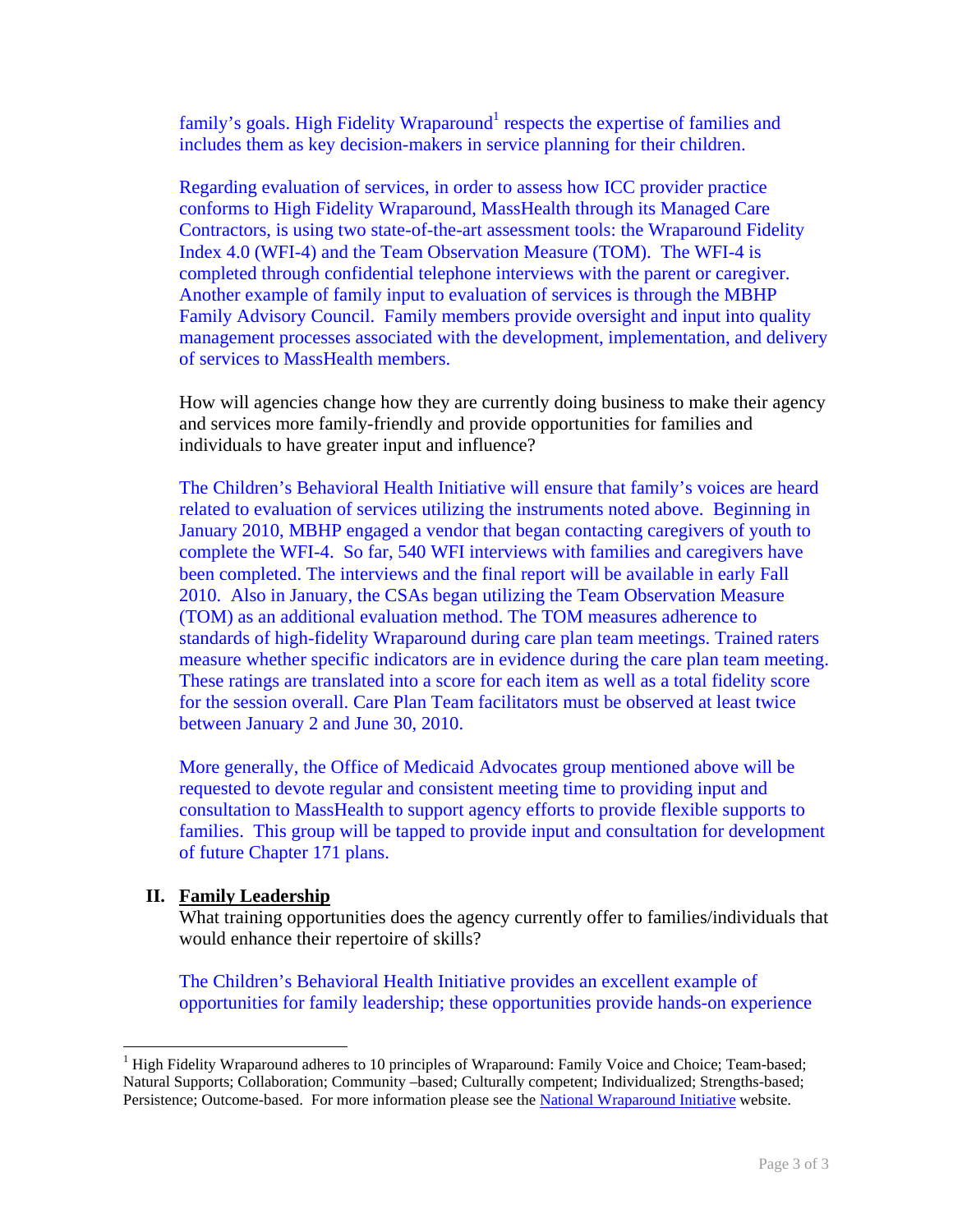family's goals. High Fidelity Wraparound[1] respects the expertise of families and includes them as key decision-makers in service planning for their children.

Regarding evaluation of services, in order to assess how ICC provider practice conforms to High Fidelity Wraparound, MassHealth through its Managed Care Contractors, is using two state-of-the-art assessment tools: the Wraparound Fidelity Index 4.0 (WFI-4) and the Team Observation Measure (TOM). The WFI-4 is completed through confidential telephone interviews with the parent or caregiver. Another example of family input to evaluation of services is through the MBHP Family Advisory Council. Family members provide oversight and input into quality management processes associated with the development, implementation, and delivery of services to MassHealth members.

How will agencies change how they are currently doing business to make their agency and services more family-friendly and provide opportunities for families and individuals to have greater input and influence?

The Children's Behavioral Health Initiative will ensure that family's voices are heard related to evaluation of services utilizing the instruments noted above. Beginning in January 2010, MBHP engaged a vendor that began contacting caregivers of youth to complete the WFI-4. So far, 540 WFI interviews with families and caregivers have been completed. The interviews and the final report will be available in early Fall 2010. Also in January, the CSAs began utilizing the Team Observation Measure (TOM) as an additional evaluation method. The TOM measures adherence to standards of high-fidelity Wraparound during care plan team meetings. Trained raters measure whether specific indicators are in evidence during the care plan team meeting. These ratings are translated into a score for each item as well as a total fidelity score for the session overall. Care Plan Team facilitators must be observed at least twice between January 2 and June 30, 2010.

More generally, the Office of Medicaid Advocates group mentioned above will be requested to devote regular and consistent meeting time to providing input and consultation to MassHealth to support agency efforts to provide flexible supports to families. This group will be tapped to provide input and consultation for development of future Chapter 171 plans.

## II. Family Leadership

What training opportunities does the agency currently offer to families/individuals that would enhance their repertoire of skills?

The Children's Behavioral Health Initiative provides an excellent example of opportunities for family leadership; these opportunities provide hands-on experience

---

[1] High Fidelity Wraparound adheres to 10 principles of Wraparound: Family Voice and Choice; Team-based; Natural Supports; Collaboration; Community –based; Culturally competent; Individualized; Strengths-based; Persistence; Outcome-based. For more information please see the National Wraparound Initiative website.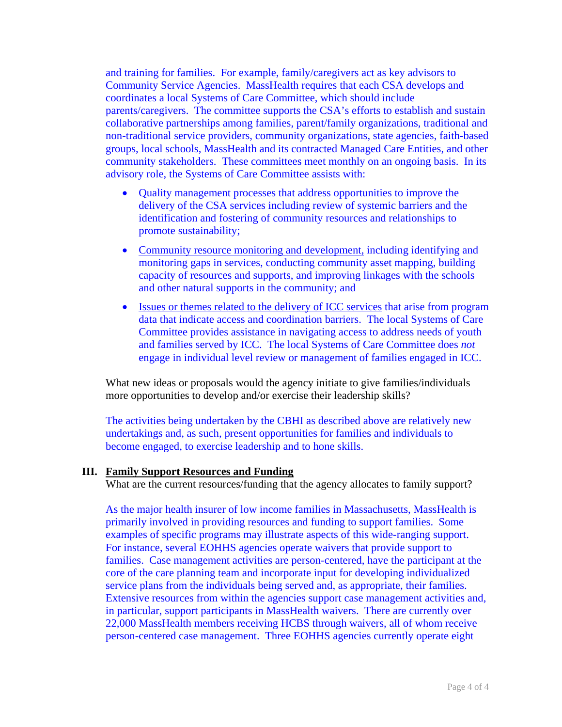and training for families. For example, family/caregivers act as key advisors to Community Service Agencies. MassHealth requires that each CSA develops and coordinates a local Systems of Care Committee, which should include parents/caregivers. The committee supports the CSA's efforts to establish and sustain collaborative partnerships among families, parent/family organizations, traditional and non-traditional service providers, community organizations, state agencies, faith-based groups, local schools, MassHealth and its contracted Managed Care Entities, and other community stakeholders. These committees meet monthly on an ongoing basis. In its advisory role, the Systems of Care Committee assists with:

- <u>Quality management processes</u> that address opportunities to improve the delivery of the CSA services including review of systemic barriers and the identification and fostering of community resources and relationships to promote sustainability;
- <u>Community resource monitoring and development,</u> including identifying and monitoring gaps in services, conducting community asset mapping, building capacity of resources and supports, and improving linkages with the schools and other natural supports in the community; and
- <u>Issues or themes related to the delivery of ICC services</u> that arise from program data that indicate access and coordination barriers. The local Systems of Care Committee provides assistance in navigating access to address needs of youth and families served by ICC. The local Systems of Care Committee does *not* engage in individual level review or management of families engaged in ICC.

What new ideas or proposals would the agency initiate to give families/individuals more opportunities to develop and/or exercise their leadership skills?

The activities being undertaken by the CBHI as described above are relatively new undertakings and, as such, present opportunities for families and individuals to become engaged, to exercise leadership and to hone skills.

## III. <u>Family Support Resources and Funding</u>

What are the current resources/funding that the agency allocates to family support?

As the major health insurer of low income families in Massachusetts, MassHealth is primarily involved in providing resources and funding to support families. Some examples of specific programs may illustrate aspects of this wide-ranging support. For instance, several EOHHS agencies operate waivers that provide support to families. Case management activities are person-centered, have the participant at the core of the care planning team and incorporate input for developing individualized service plans from the individuals being served and, as appropriate, their families. Extensive resources from within the agencies support case management activities and, in particular, support participants in MassHealth waivers. There are currently over 22,000 MassHealth members receiving HCBS through waivers, all of whom receive person-centered case management. Three EOHHS agencies currently operate eight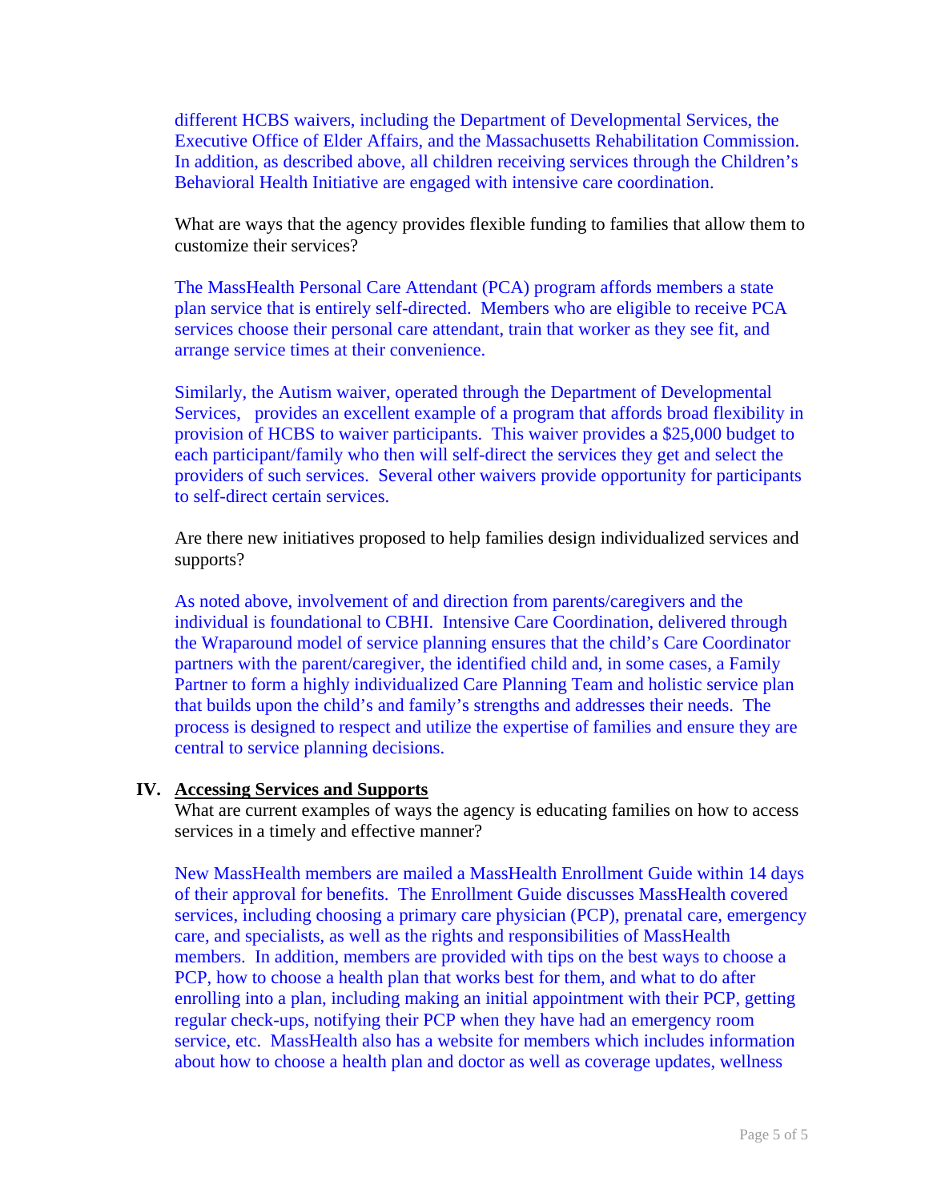different HCBS waivers, including the Department of Developmental Services, the Executive Office of Elder Affairs, and the Massachusetts Rehabilitation Commission. In addition, as described above, all children receiving services through the Children's Behavioral Health Initiative are engaged with intensive care coordination.

What are ways that the agency provides flexible funding to families that allow them to customize their services?

The MassHealth Personal Care Attendant (PCA) program affords members a state plan service that is entirely self-directed. Members who are eligible to receive PCA services choose their personal care attendant, train that worker as they see fit, and arrange service times at their convenience.

Similarly, the Autism waiver, operated through the Department of Developmental Services, provides an excellent example of a program that affords broad flexibility in provision of HCBS to waiver participants. This waiver provides a $25,000 budget to each participant/family who then will self-direct the services they get and select the providers of such services. Several other waivers provide opportunity for participants to self-direct certain services.

Are there new initiatives proposed to help families design individualized services and supports?

As noted above, involvement of and direction from parents/caregivers and the individual is foundational to CBHI. Intensive Care Coordination, delivered through the Wraparound model of service planning ensures that the child's Care Coordinator partners with the parent/caregiver, the identified child and, in some cases, a Family Partner to form a highly individualized Care Planning Team and holistic service plan that builds upon the child's and family's strengths and addresses their needs. The process is designed to respect and utilize the expertise of families and ensure they are central to service planning decisions.

## IV. Accessing Services and Supports

What are current examples of ways the agency is educating families on how to access services in a timely and effective manner?

New MassHealth members are mailed a MassHealth Enrollment Guide within 14 days of their approval for benefits. The Enrollment Guide discusses MassHealth covered services, including choosing a primary care physician (PCP), prenatal care, emergency care, and specialists, as well as the rights and responsibilities of MassHealth members. In addition, members are provided with tips on the best ways to choose a PCP, how to choose a health plan that works best for them, and what to do after enrolling into a plan, including making an initial appointment with their PCP, getting regular check-ups, notifying their PCP when they have had an emergency room service, etc. MassHealth also has a website for members which includes information about how to choose a health plan and doctor as well as coverage updates, wellness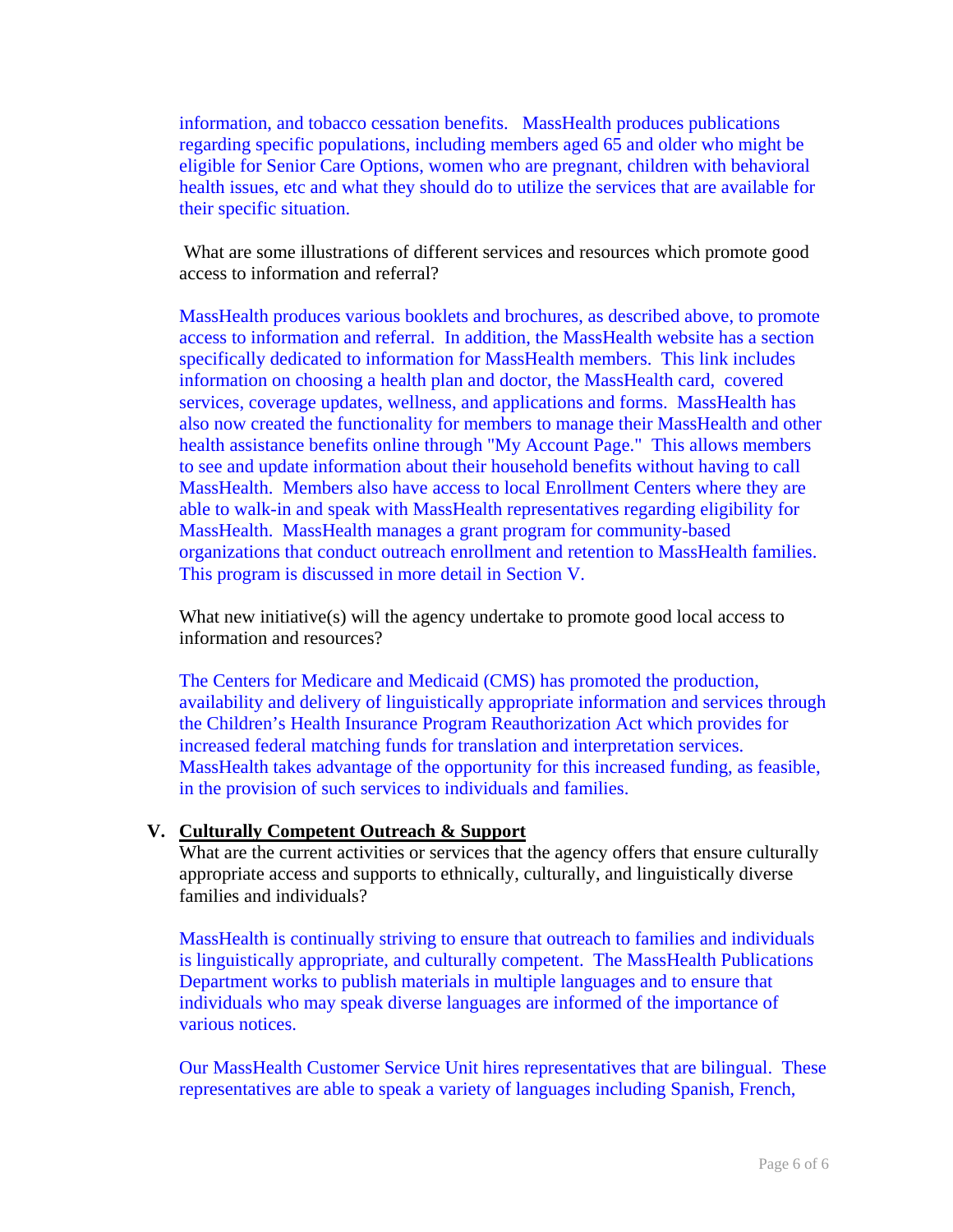information, and tobacco cessation benefits. MassHealth produces publications regarding specific populations, including members aged 65 and older who might be eligible for Senior Care Options, women who are pregnant, children with behavioral health issues, etc and what they should do to utilize the services that are available for their specific situation.

What are some illustrations of different services and resources which promote good access to information and referral?

MassHealth produces various booklets and brochures, as described above, to promote access to information and referral. In addition, the MassHealth website has a section specifically dedicated to information for MassHealth members. This link includes information on choosing a health plan and doctor, the MassHealth card, covered services, coverage updates, wellness, and applications and forms. MassHealth has also now created the functionality for members to manage their MassHealth and other health assistance benefits online through "My Account Page." This allows members to see and update information about their household benefits without having to call MassHealth. Members also have access to local Enrollment Centers where they are able to walk-in and speak with MassHealth representatives regarding eligibility for MassHealth. MassHealth manages a grant program for community-based organizations that conduct outreach enrollment and retention to MassHealth families. This program is discussed in more detail in Section V.

What new initiative(s) will the agency undertake to promote good local access to information and resources?

The Centers for Medicare and Medicaid (CMS) has promoted the production, availability and delivery of linguistically appropriate information and services through the Children's Health Insurance Program Reauthorization Act which provides for increased federal matching funds for translation and interpretation services. MassHealth takes advantage of the opportunity for this increased funding, as feasible, in the provision of such services to individuals and families.

## V. Culturally Competent Outreach & Support

What are the current activities or services that the agency offers that ensure culturally appropriate access and supports to ethnically, culturally, and linguistically diverse families and individuals?

MassHealth is continually striving to ensure that outreach to families and individuals is linguistically appropriate, and culturally competent. The MassHealth Publications Department works to publish materials in multiple languages and to ensure that individuals who may speak diverse languages are informed of the importance of various notices.

Our MassHealth Customer Service Unit hires representatives that are bilingual. These representatives are able to speak a variety of languages including Spanish, French,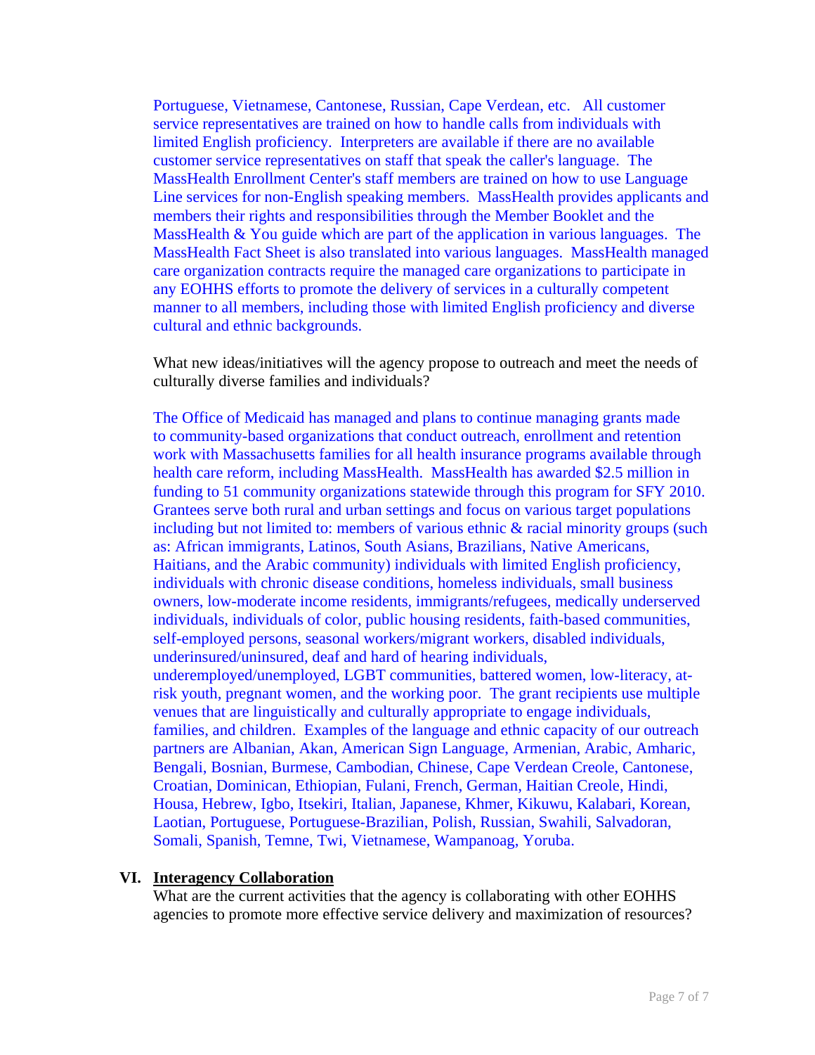Portuguese, Vietnamese, Cantonese, Russian, Cape Verdean, etc. All customer service representatives are trained on how to handle calls from individuals with limited English proficiency. Interpreters are available if there are no available customer service representatives on staff that speak the caller's language. The MassHealth Enrollment Center's staff members are trained on how to use Language Line services for non-English speaking members. MassHealth provides applicants and members their rights and responsibilities through the Member Booklet and the MassHealth & You guide which are part of the application in various languages. The MassHealth Fact Sheet is also translated into various languages. MassHealth managed care organization contracts require the managed care organizations to participate in any EOHHS efforts to promote the delivery of services in a culturally competent manner to all members, including those with limited English proficiency and diverse cultural and ethnic backgrounds.

What new ideas/initiatives will the agency propose to outreach and meet the needs of culturally diverse families and individuals?

The Office of Medicaid has managed and plans to continue managing grants made to community-based organizations that conduct outreach, enrollment and retention work with Massachusetts families for all health insurance programs available through health care reform, including MassHealth. MassHealth has awarded $2.5 million in funding to 51 community organizations statewide through this program for SFY 2010. Grantees serve both rural and urban settings and focus on various target populations including but not limited to: members of various ethnic & racial minority groups (such as: African immigrants, Latinos, South Asians, Brazilians, Native Americans, Haitians, and the Arabic community) individuals with limited English proficiency, individuals with chronic disease conditions, homeless individuals, small business owners, low-moderate income residents, immigrants/refugees, medically underserved individuals, individuals of color, public housing residents, faith-based communities, self-employed persons, seasonal workers/migrant workers, disabled individuals, underinsured/uninsured, deaf and hard of hearing individuals, underemployed/unemployed, LGBT communities, battered women, low-literacy, at-risk youth, pregnant women, and the working poor. The grant recipients use multiple venues that are linguistically and culturally appropriate to engage individuals, families, and children. Examples of the language and ethnic capacity of our outreach partners are Albanian, Akan, American Sign Language, Armenian, Arabic, Amharic, Bengali, Bosnian, Burmese, Cambodian, Chinese, Cape Verdean Creole, Cantonese, Croatian, Dominican, Ethiopian, Fulani, French, German, Haitian Creole, Hindi, Housa, Hebrew, Igbo, Itsekiri, Italian, Japanese, Khmer, Kikuwu, Kalabari, Korean, Laotian, Portuguese, Portuguese-Brazilian, Polish, Russian, Swahili, Salvadoran, Somali, Spanish, Temne, Twi, Vietnamese, Wampanoag, Yoruba.

## VI. Interagency Collaboration

What are the current activities that the agency is collaborating with other EOHHS agencies to promote more effective service delivery and maximization of resources?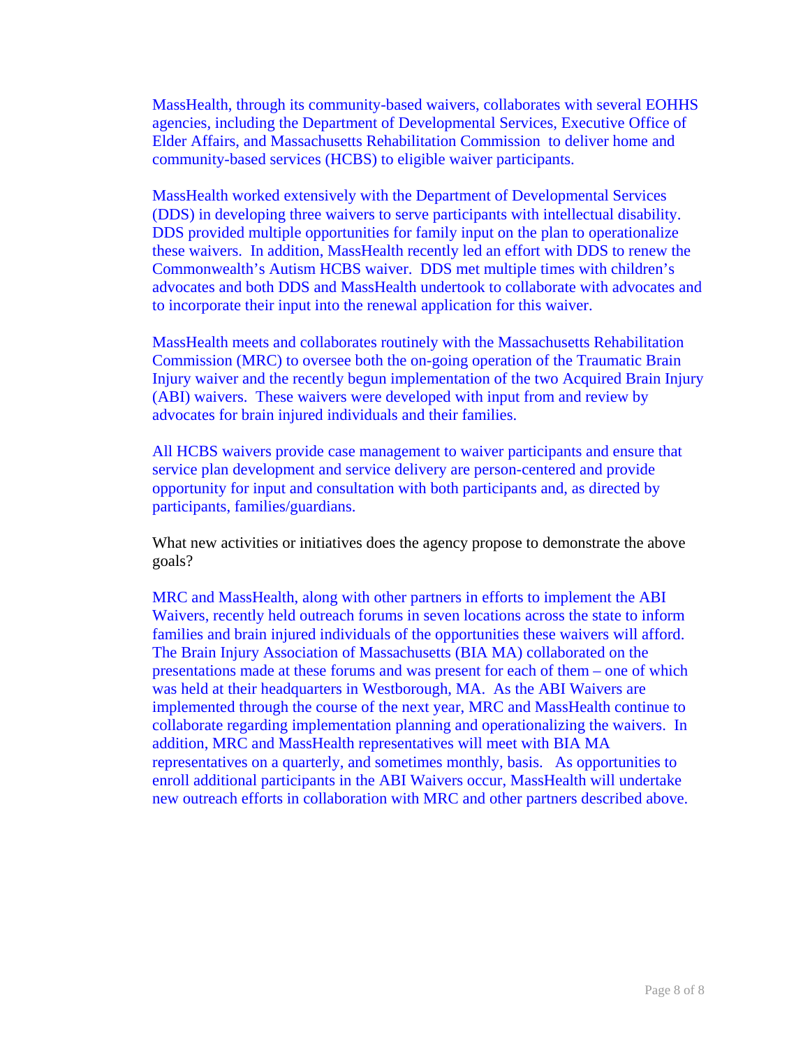MassHealth, through its community-based waivers, collaborates with several EOHHS agencies, including the Department of Developmental Services, Executive Office of Elder Affairs, and Massachusetts Rehabilitation Commission to deliver home and community-based services (HCBS) to eligible waiver participants.

MassHealth worked extensively with the Department of Developmental Services (DDS) in developing three waivers to serve participants with intellectual disability. DDS provided multiple opportunities for family input on the plan to operationalize these waivers. In addition, MassHealth recently led an effort with DDS to renew the Commonwealth's Autism HCBS waiver. DDS met multiple times with children's advocates and both DDS and MassHealth undertook to collaborate with advocates and to incorporate their input into the renewal application for this waiver.

MassHealth meets and collaborates routinely with the Massachusetts Rehabilitation Commission (MRC) to oversee both the on-going operation of the Traumatic Brain Injury waiver and the recently begun implementation of the two Acquired Brain Injury (ABI) waivers. These waivers were developed with input from and review by advocates for brain injured individuals and their families.

All HCBS waivers provide case management to waiver participants and ensure that service plan development and service delivery are person-centered and provide opportunity for input and consultation with both participants and, as directed by participants, families/guardians.

What new activities or initiatives does the agency propose to demonstrate the above goals?

MRC and MassHealth, along with other partners in efforts to implement the ABI Waivers, recently held outreach forums in seven locations across the state to inform families and brain injured individuals of the opportunities these waivers will afford. The Brain Injury Association of Massachusetts (BIA MA) collaborated on the presentations made at these forums and was present for each of them – one of which was held at their headquarters in Westborough, MA. As the ABI Waivers are implemented through the course of the next year, MRC and MassHealth continue to collaborate regarding implementation planning and operationalizing the waivers. In addition, MRC and MassHealth representatives will meet with BIA MA representatives on a quarterly, and sometimes monthly, basis. As opportunities to enroll additional participants in the ABI Waivers occur, MassHealth will undertake new outreach efforts in collaboration with MRC and other partners described above.